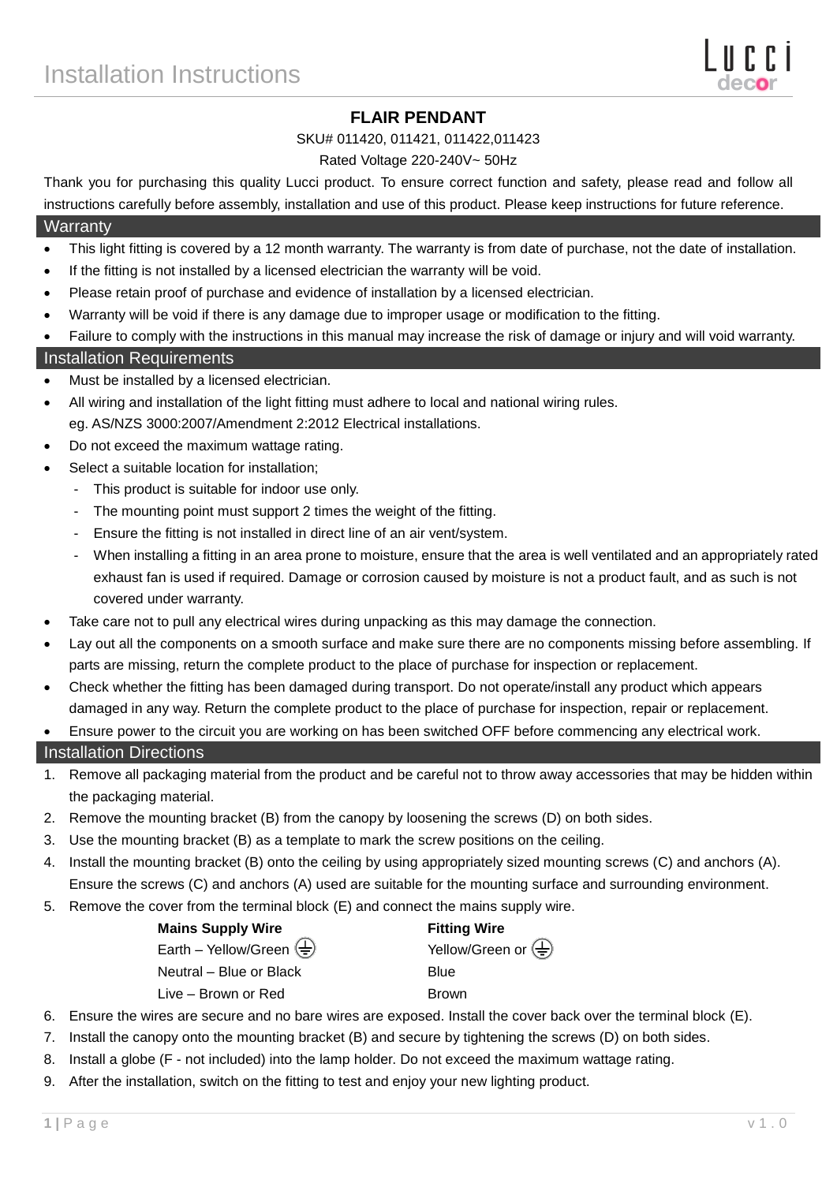# Installation Instructions

## FLAIR PENDANT

SKU# 011420, 011421, 011422,011423

Rated Voltage 220-240V~ 50Hz

Thank you for purchasing this quality Lucci product. To ensure correct function and safety, please read and follow all instructions carefully before assembly, installation and use of this product. Please keep instructions for future reference.

### Warranty

- This light fitting is covered by a 12 month warranty. The warranty is from date of purchase, not the date of installation.
- If the fitting is not installed by a licensed electrician the warranty will be void.
- Please retain proof of purchase and evidence of installation by a licensed electrician.
- Warranty will be void if there is any damage due to improper usage or modification to the fitting.
- Failure to comply with the instructions in this manual may increase the risk of damage or injury and will void warranty.

### Installation Requirements

- Must be installed by a licensed electrician.
- All wiring and installation of the light fitting must adhere to local and national wiring rules.
  eg. AS/NZS 3000:2007/Amendment 2:2012 Electrical installations.
- Do not exceed the maximum wattage rating.
- Select a suitable location for installation;
  - This product is suitable for indoor use only.
  - The mounting point must support 2 times the weight of the fitting.
  - Ensure the fitting is not installed in direct line of an air vent/system.
  - When installing a fitting in an area prone to moisture, ensure that the area is well ventilated and an appropriately rated exhaust fan is used if required. Damage or corrosion caused by moisture is not a product fault, and as such is not covered under warranty.
- Take care not to pull any electrical wires during unpacking as this may damage the connection.
- Lay out all the components on a smooth surface and make sure there are no components missing before assembling. If parts are missing, return the complete product to the place of purchase for inspection or replacement.
- Check whether the fitting has been damaged during transport. Do not operate/install any product which appears damaged in any way. Return the complete product to the place of purchase for inspection, repair or replacement.
- Ensure power to the circuit you are working on has been switched OFF before commencing any electrical work.

### Installation Directions

1. Remove all packaging material from the product and be careful not to throw away accessories that may be hidden within the packaging material.
2. Remove the mounting bracket (B) from the canopy by loosening the screws (D) on both sides.
3. Use the mounting bracket (B) as a template to mark the screw positions on the ceiling.
4. Install the mounting bracket (B) onto the ceiling by using appropriately sized mounting screws (C) and anchors (A). Ensure the screws (C) and anchors (A) used are suitable for the mounting surface and surrounding environment.
5. Remove the cover from the terminal block (E) and connect the mains supply wire.

| **Mains Supply Wire** | **Fitting Wire** |
|---|---|
| Earth – Yellow/Green ⏚ | Yellow/Green or ⏚ |
| Neutral – Blue or Black | Blue |
| Live – Brown or Red | Brown |

6. Ensure the wires are secure and no bare wires are exposed. Install the cover back over the terminal block (E).
7. Install the canopy onto the mounting bracket (B) and secure by tightening the screws (D) on both sides.
8. Install a globe (F - not included) into the lamp holder. Do not exceed the maximum wattage rating.
9. After the installation, switch on the fitting to test and enjoy your new lighting product.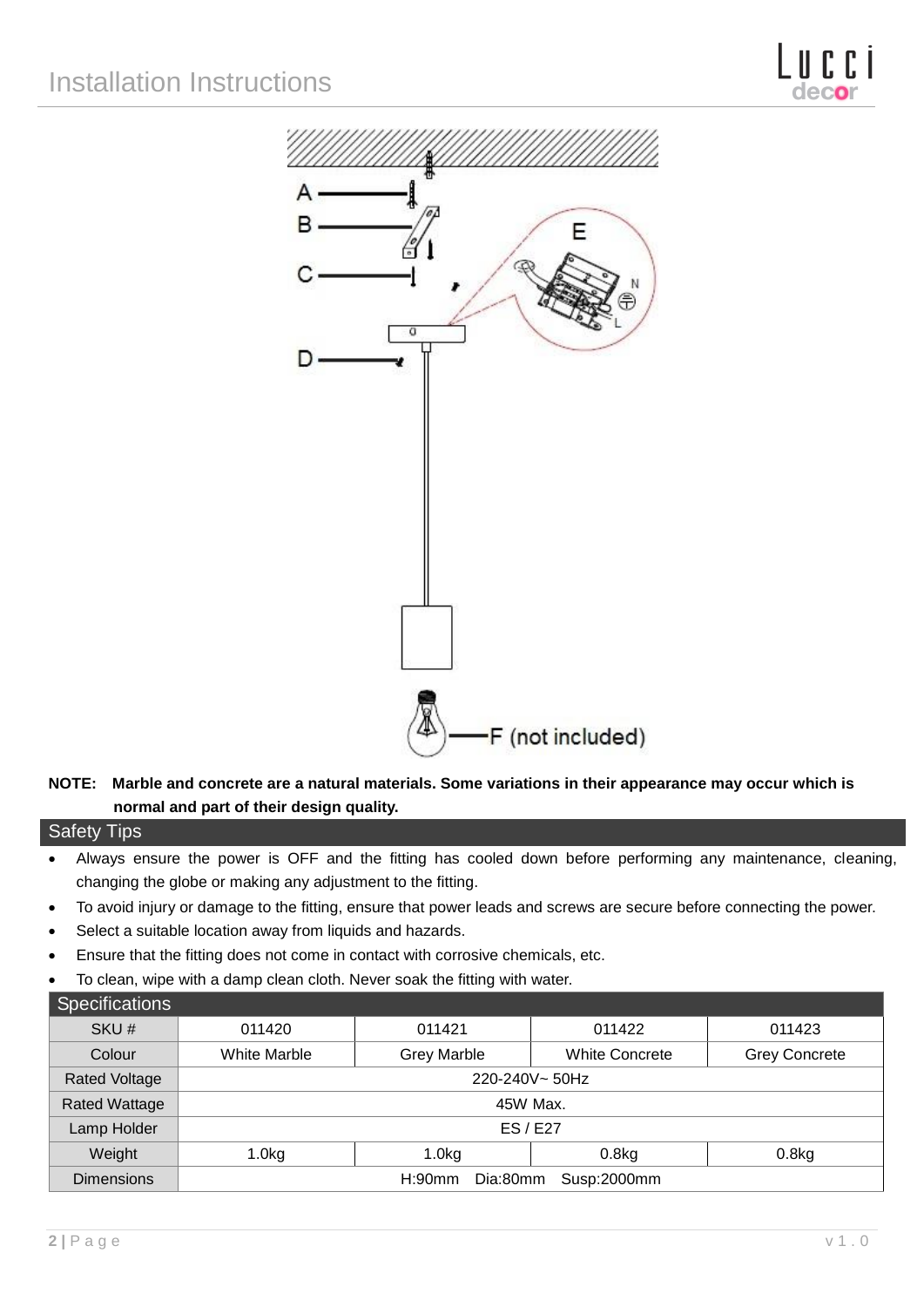# Installation Instructions

A

B

C

D

E

F (not included)

**NOTE: Marble and concrete are a natural materials. Some variations in their appearance may occur which is normal and part of their design quality.**

## Safety Tips

- Always ensure the power is OFF and the fitting has cooled down before performing any maintenance, cleaning, changing the globe or making any adjustment to the fitting.
- To avoid injury or damage to the fitting, ensure that power leads and screws are secure before connecting the power.
- Select a suitable location away from liquids and hazards.
- Ensure that the fitting does not come in contact with corrosive chemicals, etc.
- To clean, wipe with a damp clean cloth. Never soak the fitting with water.

## Specifications

| SKU # | 011420 | 011421 | 011422 | 011423 |
|---|---|---|---|---|
| Colour | White Marble | Grey Marble | White Concrete | Grey Concrete |
| Rated Voltage | 220-240V~ 50Hz | | | |
| Rated Wattage | 45W Max. | | | |
| Lamp Holder | ES / E27 | | | |
| Weight | 1.0kg | 1.0kg | 0.8kg | 0.8kg |
| Dimensions | H:90mm Dia:80mm Susp:2000mm | | | |